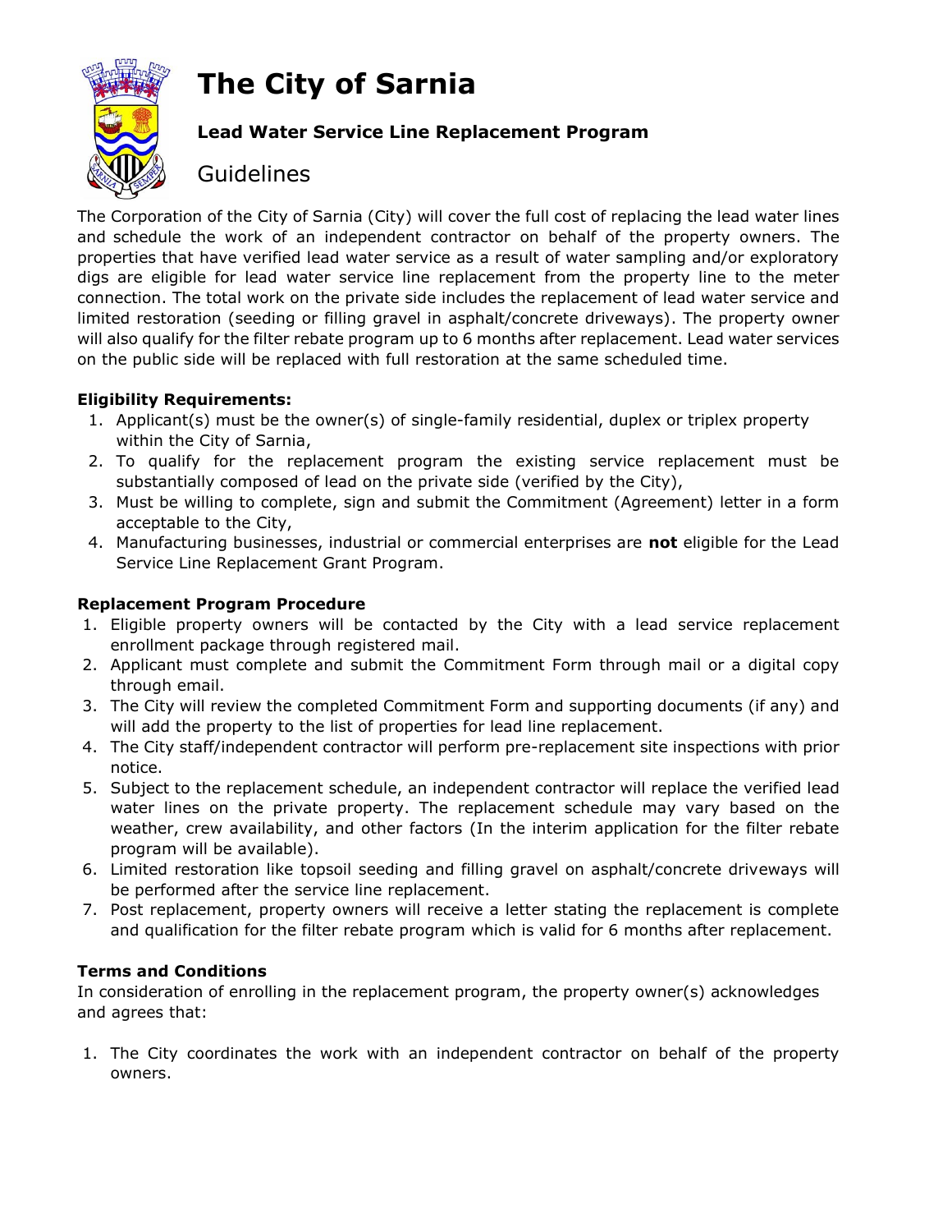# The City of Sarnia

### Lead Water Service Line Replacement Program

## Guidelines

The Corporation of the City of Sarnia (City) will cover the full cost of replacing the lead water lines and schedule the work of an independent contractor on behalf of the property owners. The properties that have verified lead water service as a result of water sampling and/or exploratory digs are eligible for lead water service line replacement from the property line to the meter connection. The total work on the private side includes the replacement of lead water service and limited restoration (seeding or filling gravel in asphalt/concrete driveways). The property owner will also qualify for the filter rebate program up to 6 months after replacement. Lead water services on the public side will be replaced with full restoration at the same scheduled time.

**Eligibility Requirements:**

1. Applicant(s) must be the owner(s) of single-family residential, duplex or triplex property within the City of Sarnia,
2. To qualify for the replacement program the existing service replacement must be substantially composed of lead on the private side (verified by the City),
3. Must be willing to complete, sign and submit the Commitment (Agreement) letter in a form acceptable to the City,
4. Manufacturing businesses, industrial or commercial enterprises are **not** eligible for the Lead Service Line Replacement Grant Program.

**Replacement Program Procedure**

1. Eligible property owners will be contacted by the City with a lead service replacement enrollment package through registered mail.
2. Applicant must complete and submit the Commitment Form through mail or a digital copy through email.
3. The City will review the completed Commitment Form and supporting documents (if any) and will add the property to the list of properties for lead line replacement.
4. The City staff/independent contractor will perform pre-replacement site inspections with prior notice.
5. Subject to the replacement schedule, an independent contractor will replace the verified lead water lines on the private property. The replacement schedule may vary based on the weather, crew availability, and other factors (In the interim application for the filter rebate program will be available).
6. Limited restoration like topsoil seeding and filling gravel on asphalt/concrete driveways will be performed after the service line replacement.
7. Post replacement, property owners will receive a letter stating the replacement is complete and qualification for the filter rebate program which is valid for 6 months after replacement.

**Terms and Conditions**

In consideration of enrolling in the replacement program, the property owner(s) acknowledges and agrees that:

1. The City coordinates the work with an independent contractor on behalf of the property owners.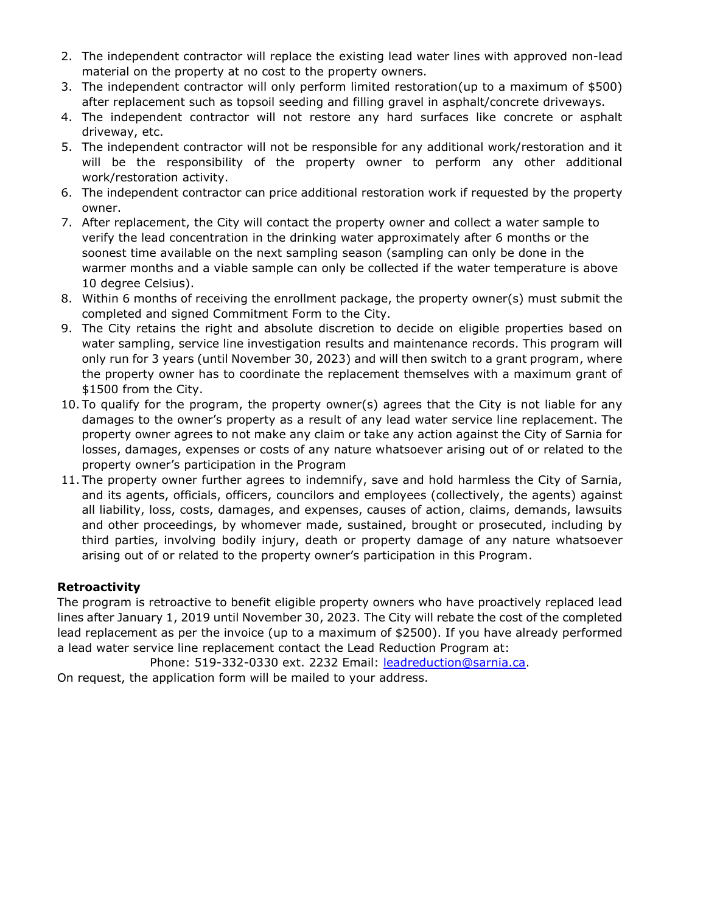2. The independent contractor will replace the existing lead water lines with approved non-lead material on the property at no cost to the property owners.
3. The independent contractor will only perform limited restoration(up to a maximum of $500) after replacement such as topsoil seeding and filling gravel in asphalt/concrete driveways.
4. The independent contractor will not restore any hard surfaces like concrete or asphalt driveway, etc.
5. The independent contractor will not be responsible for any additional work/restoration and it will be the responsibility of the property owner to perform any other additional work/restoration activity.
6. The independent contractor can price additional restoration work if requested by the property owner.
7. After replacement, the City will contact the property owner and collect a water sample to verify the lead concentration in the drinking water approximately after 6 months or the soonest time available on the next sampling season (sampling can only be done in the warmer months and a viable sample can only be collected if the water temperature is above 10 degree Celsius).
8. Within 6 months of receiving the enrollment package, the property owner(s) must submit the completed and signed Commitment Form to the City.
9. The City retains the right and absolute discretion to decide on eligible properties based on water sampling, service line investigation results and maintenance records. This program will only run for 3 years (until November 30, 2023) and will then switch to a grant program, where the property owner has to coordinate the replacement themselves with a maximum grant of $1500 from the City.
10. To qualify for the program, the property owner(s) agrees that the City is not liable for any damages to the owner's property as a result of any lead water service line replacement. The property owner agrees to not make any claim or take any action against the City of Sarnia for losses, damages, expenses or costs of any nature whatsoever arising out of or related to the property owner's participation in the Program
11. The property owner further agrees to indemnify, save and hold harmless the City of Sarnia, and its agents, officials, officers, councilors and employees (collectively, the agents) against all liability, loss, costs, damages, and expenses, causes of action, claims, demands, lawsuits and other proceedings, by whomever made, sustained, brought or prosecuted, including by third parties, involving bodily injury, death or property damage of any nature whatsoever arising out of or related to the property owner's participation in this Program.

**Retroactivity**

The program is retroactive to benefit eligible property owners who have proactively replaced lead lines after January 1, 2019 until November 30, 2023. The City will rebate the cost of the completed lead replacement as per the invoice (up to a maximum of $2500). If you have already performed a lead water service line replacement contact the Lead Reduction Program at:

Phone: 519-332-0330 ext. 2232 Email: leadreduction@sarnia.ca.

On request, the application form will be mailed to your address.